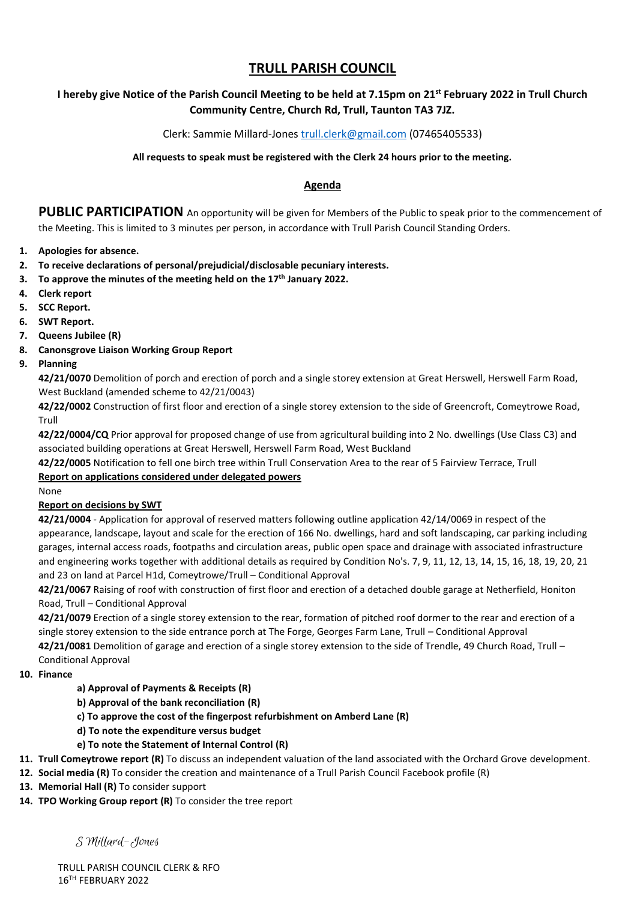# TRULL PARISH COUNCIL

**I hereby give Notice of the Parish Council Meeting to be held at 7.15pm on 21st February 2022 in Trull Church Community Centre, Church Rd, Trull, Taunton TA3 7JZ.**

Clerk: Sammie Millard-Jones trull.clerk@gmail.com (07465405533)

**All requests to speak must be registered with the Clerk 24 hours prior to the meeting.**

## Agenda

**PUBLIC PARTICIPATION** An opportunity will be given for Members of the Public to speak prior to the commencement of the Meeting. This is limited to 3 minutes per person, in accordance with Trull Parish Council Standing Orders.

1. **Apologies for absence.**
2. **To receive declarations of personal/prejudicial/disclosable pecuniary interests.**
3. **To approve the minutes of the meeting held on the 17th January 2022.**
4. **Clerk report**
5. **SCC Report.**
6. **SWT Report.**
7. **Queens Jubilee (R)**
8. **Canonsgrove Liaison Working Group Report**
9. **Planning**

   **42/21/0070** Demolition of porch and erection of porch and a single storey extension at Great Herswell, Herswell Farm Road, West Buckland (amended scheme to 42/21/0043)

   **42/22/0002** Construction of first floor and erection of a single storey extension to the side of Greencroft, Comeytrowe Road, Trull

   **42/22/0004/CQ** Prior approval for proposed change of use from agricultural building into 2 No. dwellings (Use Class C3) and associated building operations at Great Herswell, Herswell Farm Road, West Buckland

   **42/22/0005** Notification to fell one birch tree within Trull Conservation Area to the rear of 5 Fairview Terrace, Trull

   **Report on applications considered under delegated powers**

   None

   **Report on decisions by SWT**

   **42/21/0004** - Application for approval of reserved matters following outline application 42/14/0069 in respect of the appearance, landscape, layout and scale for the erection of 166 No. dwellings, hard and soft landscaping, car parking including garages, internal access roads, footpaths and circulation areas, public open space and drainage with associated infrastructure and engineering works together with additional details as required by Condition No's. 7, 9, 11, 12, 13, 14, 15, 16, 18, 19, 20, 21 and 23 on land at Parcel H1d, Comeytrowe/Trull – Conditional Approval

   **42/21/0067** Raising of roof with construction of first floor and erection of a detached double garage at Netherfield, Honiton Road, Trull – Conditional Approval

   **42/21/0079** Erection of a single storey extension to the rear, formation of pitched roof dormer to the rear and erection of a single storey extension to the side entrance porch at The Forge, Georges Farm Lane, Trull – Conditional Approval

   **42/21/0081** Demolition of garage and erection of a single storey extension to the side of Trendle, 49 Church Road, Trull – Conditional Approval

10. **Finance**
    - **a) Approval of Payments & Receipts (R)**
    - **b) Approval of the bank reconciliation (R)**
    - **c) To approve the cost of the fingerpost refurbishment on Amberd Lane (R)**
    - **d) To note the expenditure versus budget**
    - **e) To note the Statement of Internal Control (R)**
11. **Trull Comeytrowe report (R)** To discuss an independent valuation of the land associated with the Orchard Grove development.
12. **Social media (R)** To consider the creation and maintenance of a Trull Parish Council Facebook profile (R)
13. **Memorial Hall (R)** To consider support
14. **TPO Working Group report (R)** To consider the tree report

*S Millard-Jones*

TRULL PARISH COUNCIL CLERK & RFO
16TH FEBRUARY 2022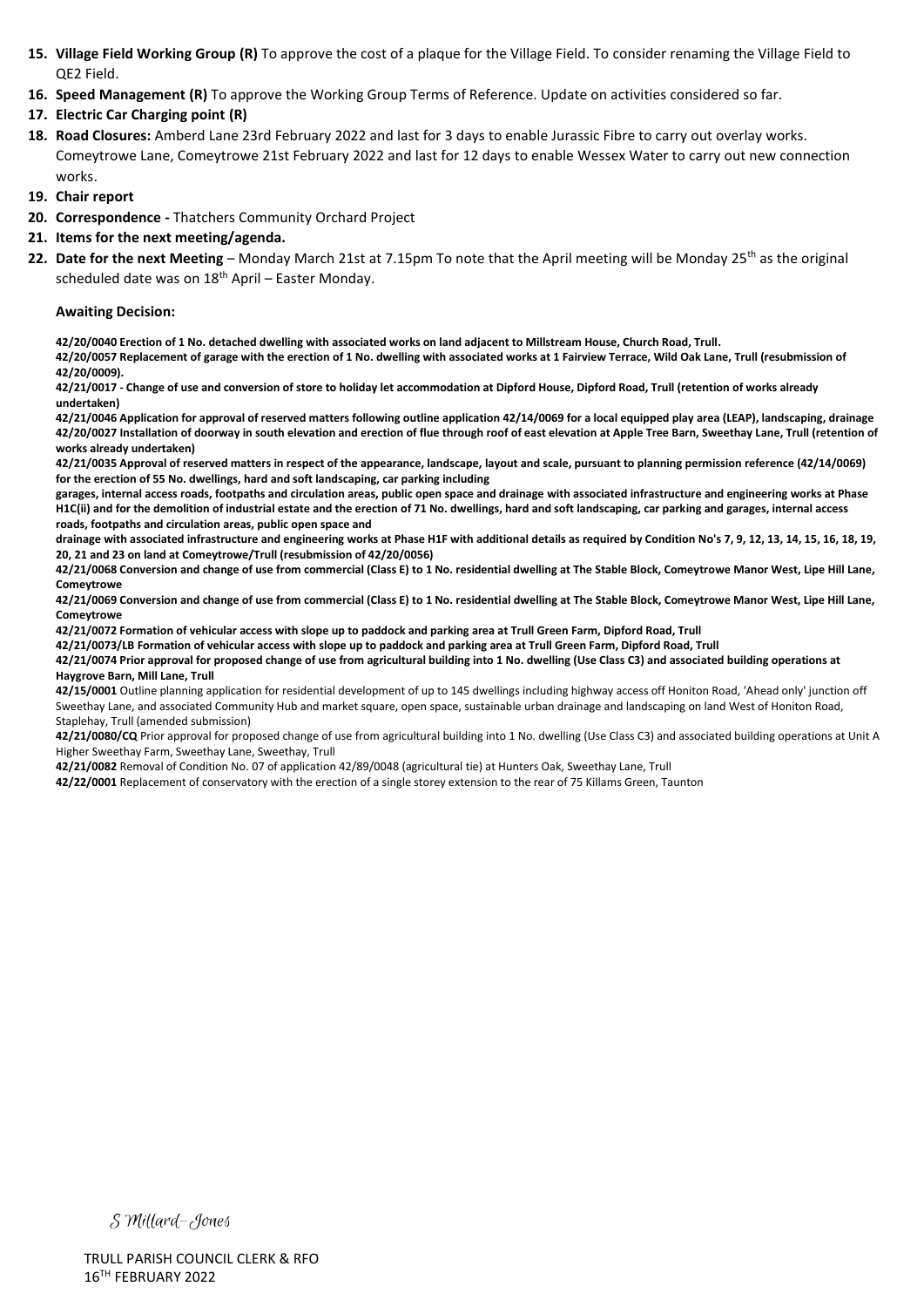15. **Village Field Working Group (R)** To approve the cost of a plaque for the Village Field. To consider renaming the Village Field to QE2 Field.
16. **Speed Management (R)** To approve the Working Group Terms of Reference. Update on activities considered so far.
17. **Electric Car Charging point (R)**
18. **Road Closures:** Amberd Lane 23rd February 2022 and last for 3 days to enable Jurassic Fibre to carry out overlay works. Comeytrowe Lane, Comeytrowe 21st February 2022 and last for 12 days to enable Wessex Water to carry out new connection works.
19. **Chair report**
20. **Correspondence -** Thatchers Community Orchard Project
21. **Items for the next meeting/agenda.**
22. **Date for the next Meeting** – Monday March 21st at 7.15pm To note that the April meeting will be Monday 25th as the original scheduled date was on 18th April – Easter Monday.

**Awaiting Decision:**

**42/20/0040 Erection of 1 No. detached dwelling with associated works on land adjacent to Millstream House, Church Road, Trull.**

**42/20/0057 Replacement of garage with the erection of 1 No. dwelling with associated works at 1 Fairview Terrace, Wild Oak Lane, Trull (resubmission of 42/20/0009).**

**42/21/0017 - Change of use and conversion of store to holiday let accommodation at Dipford House, Dipford Road, Trull (retention of works already undertaken)**

**42/21/0046 Application for approval of reserved matters following outline application 42/14/0069 for a local equipped play area (LEAP), landscaping, drainage**

**42/20/0027 Installation of doorway in south elevation and erection of flue through roof of east elevation at Apple Tree Barn, Sweethay Lane, Trull (retention of works already undertaken)**

**42/21/0035 Approval of reserved matters in respect of the appearance, landscape, layout and scale, pursuant to planning permission reference (42/14/0069) for the erection of 55 No. dwellings, hard and soft landscaping, car parking including garages, internal access roads, footpaths and circulation areas, public open space and drainage with associated infrastructure and engineering works at Phase H1C(ii) and for the demolition of industrial estate and the erection of 71 No. dwellings, hard and soft landscaping, car parking and garages, internal access roads, footpaths and circulation areas, public open space and drainage with associated infrastructure and engineering works at Phase H1F with additional details as required by Condition No's 7, 9, 12, 13, 14, 15, 16, 18, 19, 20, 21 and 23 on land at Comeytrowe/Trull (resubmission of 42/20/0056)**

**42/21/0068 Conversion and change of use from commercial (Class E) to 1 No. residential dwelling at The Stable Block, Comeytrowe Manor West, Lipe Hill Lane, Comeytrowe**

**42/21/0069 Conversion and change of use from commercial (Class E) to 1 No. residential dwelling at The Stable Block, Comeytrowe Manor West, Lipe Hill Lane, Comeytrowe**

**42/21/0072 Formation of vehicular access with slope up to paddock and parking area at Trull Green Farm, Dipford Road, Trull**

**42/21/0073/LB Formation of vehicular access with slope up to paddock and parking area at Trull Green Farm, Dipford Road, Trull**

**42/21/0074 Prior approval for proposed change of use from agricultural building into 1 No. dwelling (Use Class C3) and associated building operations at Haygrove Barn, Mill Lane, Trull**

**42/15/0001** Outline planning application for residential development of up to 145 dwellings including highway access off Honiton Road, 'Ahead only' junction off Sweethay Lane, and associated Community Hub and market square, open space, sustainable urban drainage and landscaping on land West of Honiton Road, Staplehay, Trull (amended submission)

**42/21/0080/CQ** Prior approval for proposed change of use from agricultural building into 1 No. dwelling (Use Class C3) and associated building operations at Unit A Higher Sweethay Farm, Sweethay Lane, Sweethay, Trull

**42/21/0082** Removal of Condition No. 07 of application 42/89/0048 (agricultural tie) at Hunters Oak, Sweethay Lane, Trull

**42/22/0001** Replacement of conservatory with the erection of a single storey extension to the rear of 75 Killams Green, Taunton

*S Millard-Jones*

TRULL PARISH COUNCIL CLERK & RFO
16TH FEBRUARY 2022